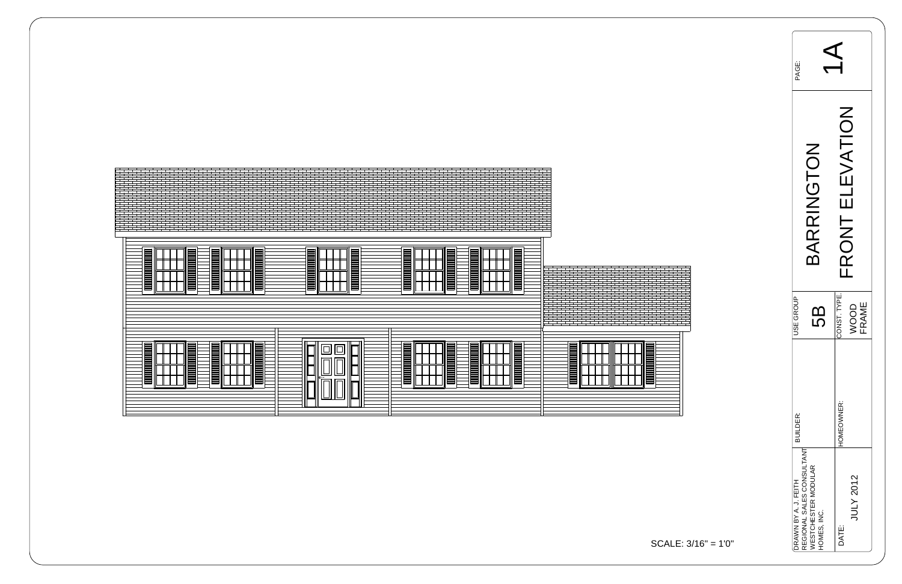SCALE: 3/16" = 1'0"

# BARRINGTON

## FRONT ELEVATION

PAGE: 1A

USE GROUP: 5B

CONST. TYPE: WOOD FRAME

BUILDER:

HOMEOWNER:

DRAWN BY A. J. FEITH
REGIONAL SALES CONSULTANT
WESTCHESTER MODULAR
HOMES, INC.

DATE: JULY 2012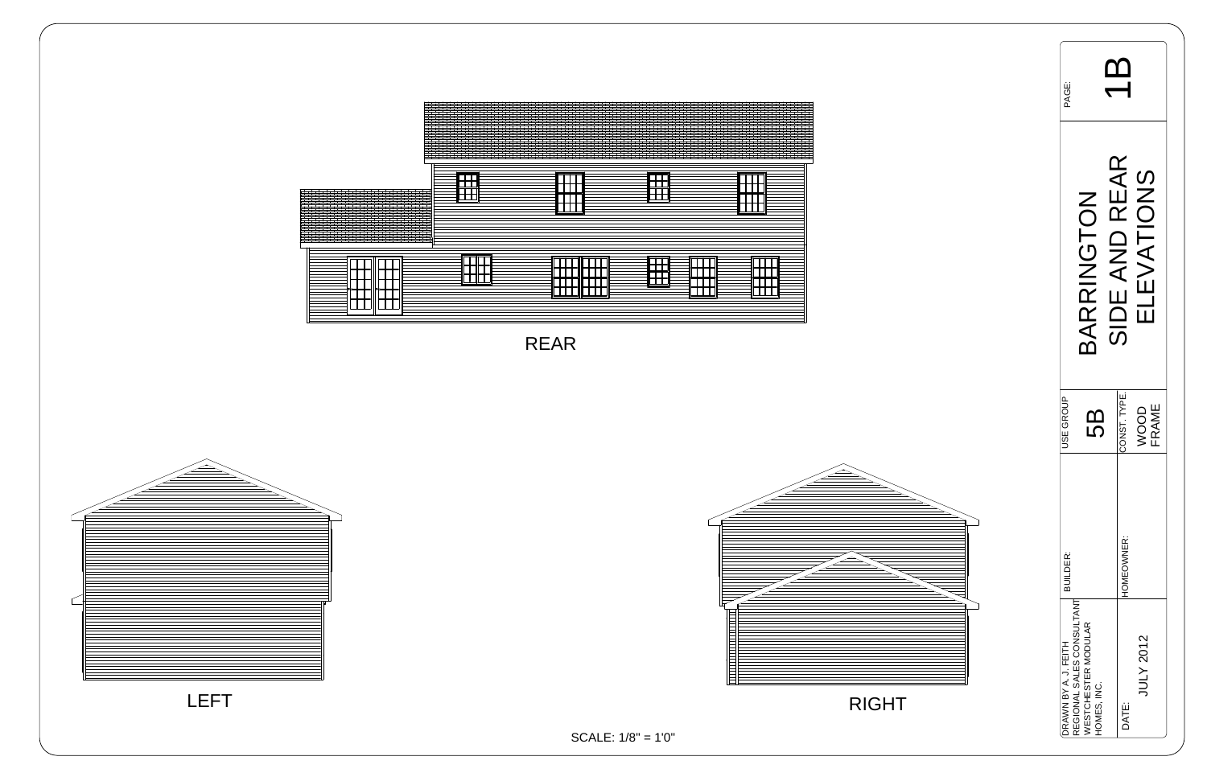REAR

LEFT

RIGHT

SCALE: 1/8" = 1'0"

| | |
|---|---|
| PAGE: | 1B |
| | BARRINGTON SIDE AND REAR ELEVATIONS |
| USE GROUP | 5B |
| CONST. TYPE: | WOOD FRAME |
| BUILDER: | |
| HOMEOWNER: | |
| DRAWN BY A. J. FEITH REGIONAL SALES CONSULTANT WESTCHESTER MODULAR HOMES, INC. | |
| DATE: | JULY 2012 |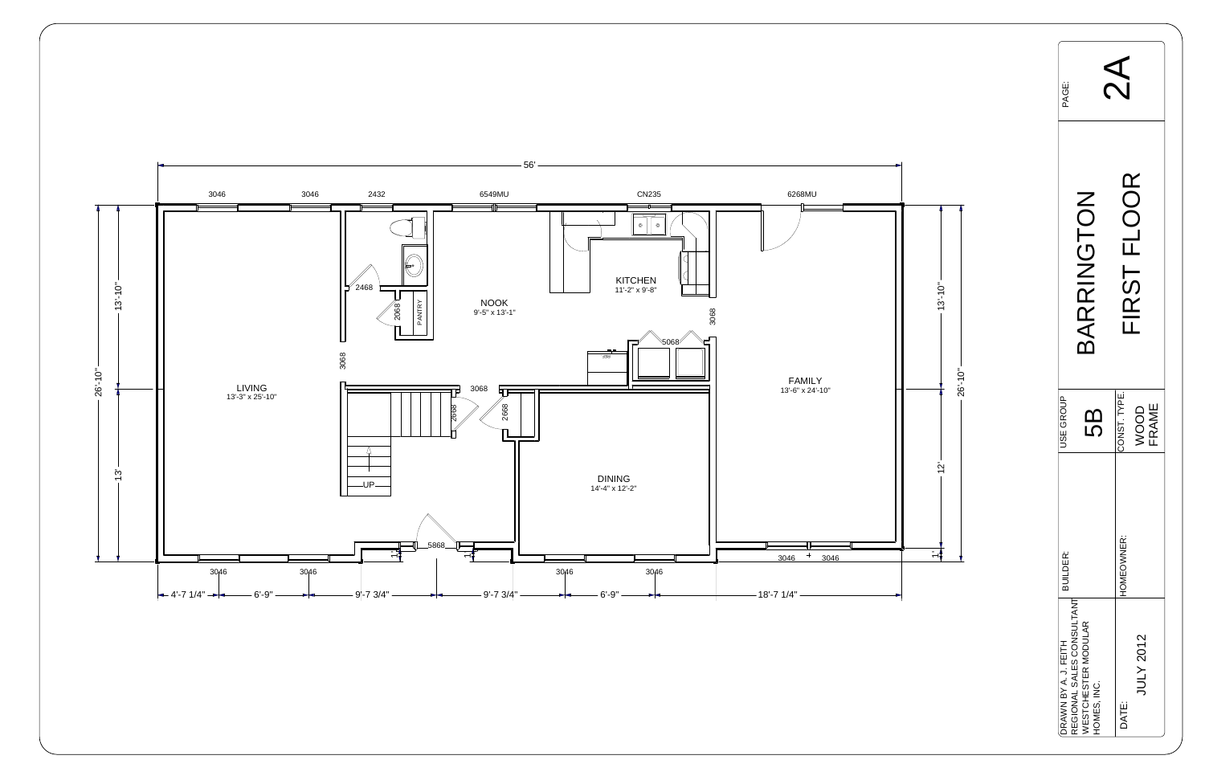# BARRINGTON FIRST FLOOR

PAGE: 2A

| | |
|---|---|
| USE GROUP | 5B |
| CONST. TYPE. | WOOD FRAME |
| BUILDER: | |
| HOMEOWNER: | |
| DRAWN BY A. J. FEITH REGIONAL SALES CONSULTANT WESTCHESTER MODULAR HOMES, INC. | |
| DATE: | JULY 2012 |

## Rooms

- LIVING 13'-3" x 25'-10"
- NOOK 9'-5" x 13'-1"
- KITCHEN 11'-2" x 9'-8"
- FAMILY 13'-6" x 24'-10"
- DINING 14'-4" x 12'-2"
- PANTRY
- UP

## Dimensions

- Overall width: 56'
- Overall depth: 26'-10" (13'-10" + 13'); right side 13'-10" + 12' + 1'
- Bottom: 4'-7 1/4" | 6'-9" | 9'-7 3/4" | 9'-7 3/4" | 6'-9" | 18'-7 1/4"

## Windows and Doors

- Top: 3046, 3046, 2432, 6549MU, CN235, 6268MU
- Bottom: 3046, 3046, 5868, 3046, 3046, 3046, 3046
- Interior: 2468, 2068, 3068, 3068, 2668, 2668, 3068, 5068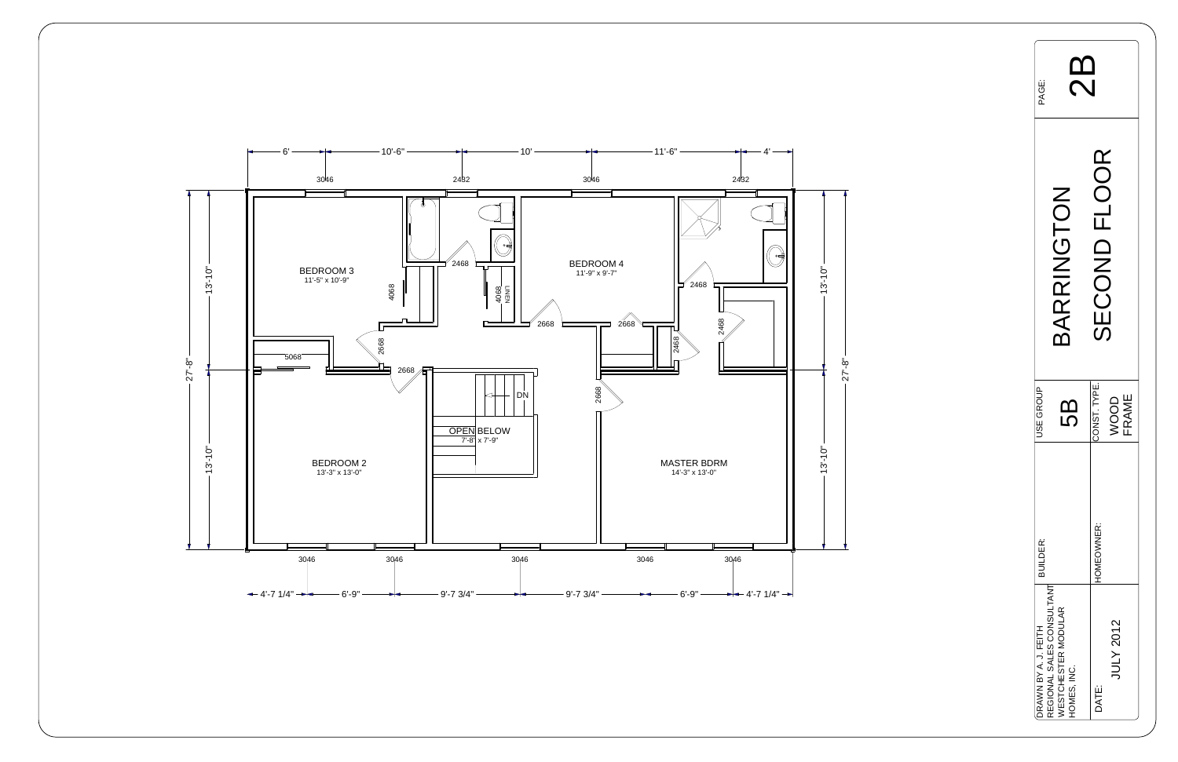BEDROOM 3
11'-5" x 10'-9"

BEDROOM 4
11'-9" x 9'-7"

BEDROOM 2
13'-3" x 13'-0"

OPEN BELOW
7'-8" x 7'-9"

DN

MASTER BDRM
14'-3" x 13'-0"

LINEN

6' 10'-6" 10' 11'-6" 4'

3046 2432 3046 2432

2468 2468 2668 2668 2668 2668 2468 2468 2668

4068 4068 5068

13'-10" 27'-8" 13'-10"

3046 3046 3046 3046 3046

4'-7 1/4" 6'-9" 9'-7 3/4" 9'-7 3/4" 6'-9" 4'-7 1/4"

| | | |
|---|---|---|
| PAGE: | 2B | |
| BARRINGTON SECOND FLOOR | | |
| USE GROUP | 5B | CONST. TYPE: WOOD FRAME |
| BUILDER: | | HOMEOWNER: |
| DRAWN BY A. J. FEITH REGIONAL SALES CONSULTANT WESTCHESTER MODULAR HOMES, INC. | | DATE: JULY 2012 |